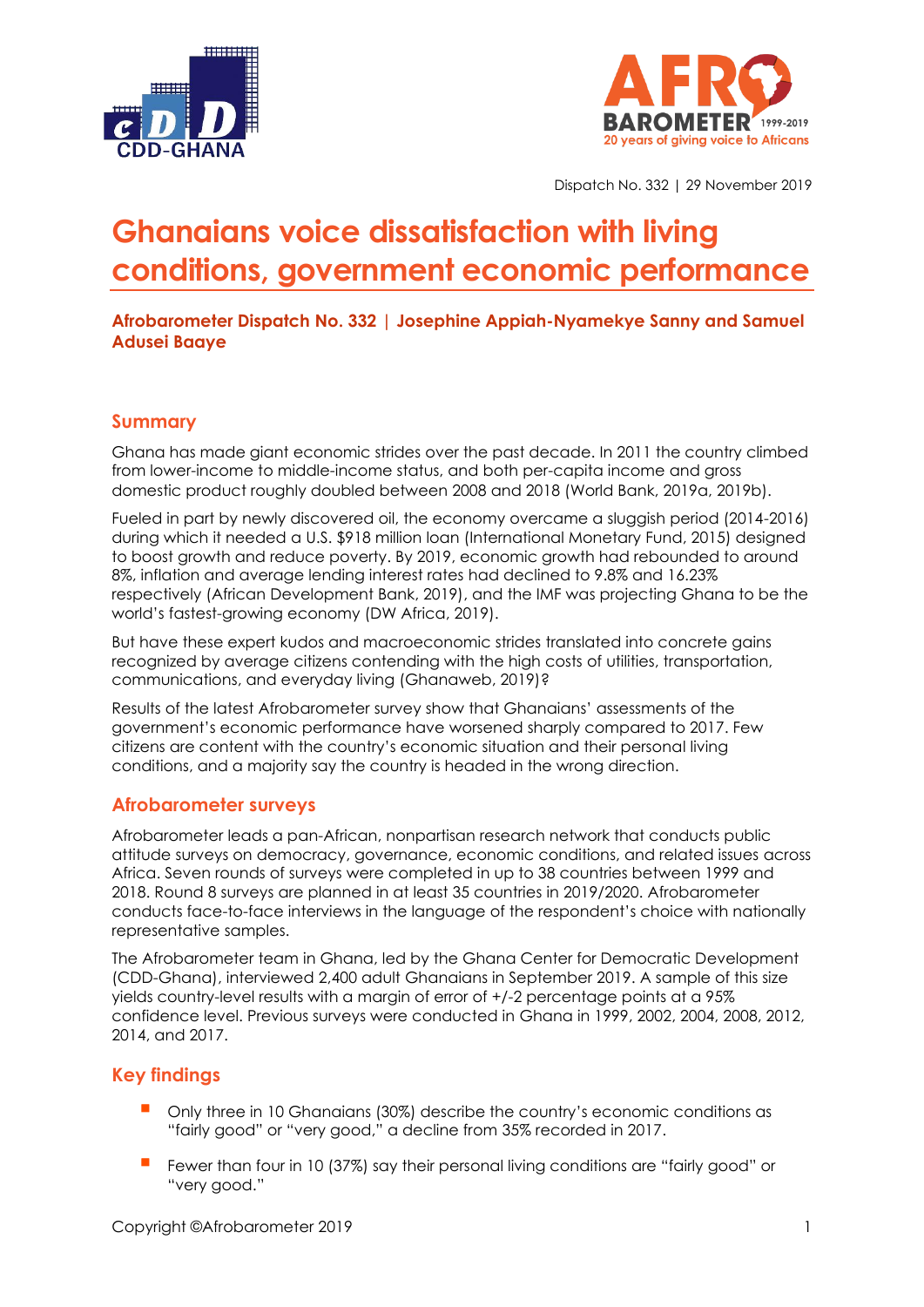Dispatch No. 332 | 29 November 2019

# Ghanaians voice dissatisfaction with living conditions, government economic performance

**Afrobarometer Dispatch No. 332 | Josephine Appiah-Nyamekye Sanny and Samuel Adusei Baaye**

## Summary

Ghana has made giant economic strides over the past decade. In 2011 the country climbed from lower-income to middle-income status, and both per-capita income and gross domestic product roughly doubled between 2008 and 2018 (World Bank, 2019a, 2019b).

Fueled in part by newly discovered oil, the economy overcame a sluggish period (2014-2016) during which it needed a U.S. $918 million loan (International Monetary Fund, 2015) designed to boost growth and reduce poverty. By 2019, economic growth had rebounded to around 8%, inflation and average lending interest rates had declined to 9.8% and 16.23% respectively (African Development Bank, 2019), and the IMF was projecting Ghana to be the world's fastest-growing economy (DW Africa, 2019).

But have these expert kudos and macroeconomic strides translated into concrete gains recognized by average citizens contending with the high costs of utilities, transportation, communications, and everyday living (Ghanaweb, 2019)?

Results of the latest Afrobarometer survey show that Ghanaians' assessments of the government's economic performance have worsened sharply compared to 2017. Few citizens are content with the country's economic situation and their personal living conditions, and a majority say the country is headed in the wrong direction.

## Afrobarometer surveys

Afrobarometer leads a pan-African, nonpartisan research network that conducts public attitude surveys on democracy, governance, economic conditions, and related issues across Africa. Seven rounds of surveys were completed in up to 38 countries between 1999 and 2018. Round 8 surveys are planned in at least 35 countries in 2019/2020. Afrobarometer conducts face-to-face interviews in the language of the respondent's choice with nationally representative samples.

The Afrobarometer team in Ghana, led by the Ghana Center for Democratic Development (CDD-Ghana), interviewed 2,400 adult Ghanaians in September 2019. A sample of this size yields country-level results with a margin of error of +/-2 percentage points at a 95% confidence level. Previous surveys were conducted in Ghana in 1999, 2002, 2004, 2008, 2012, 2014, and 2017.

## Key findings

- Only three in 10 Ghanaians (30%) describe the country's economic conditions as "fairly good" or "very good," a decline from 35% recorded in 2017.
- Fewer than four in 10 (37%) say their personal living conditions are "fairly good" or "very good."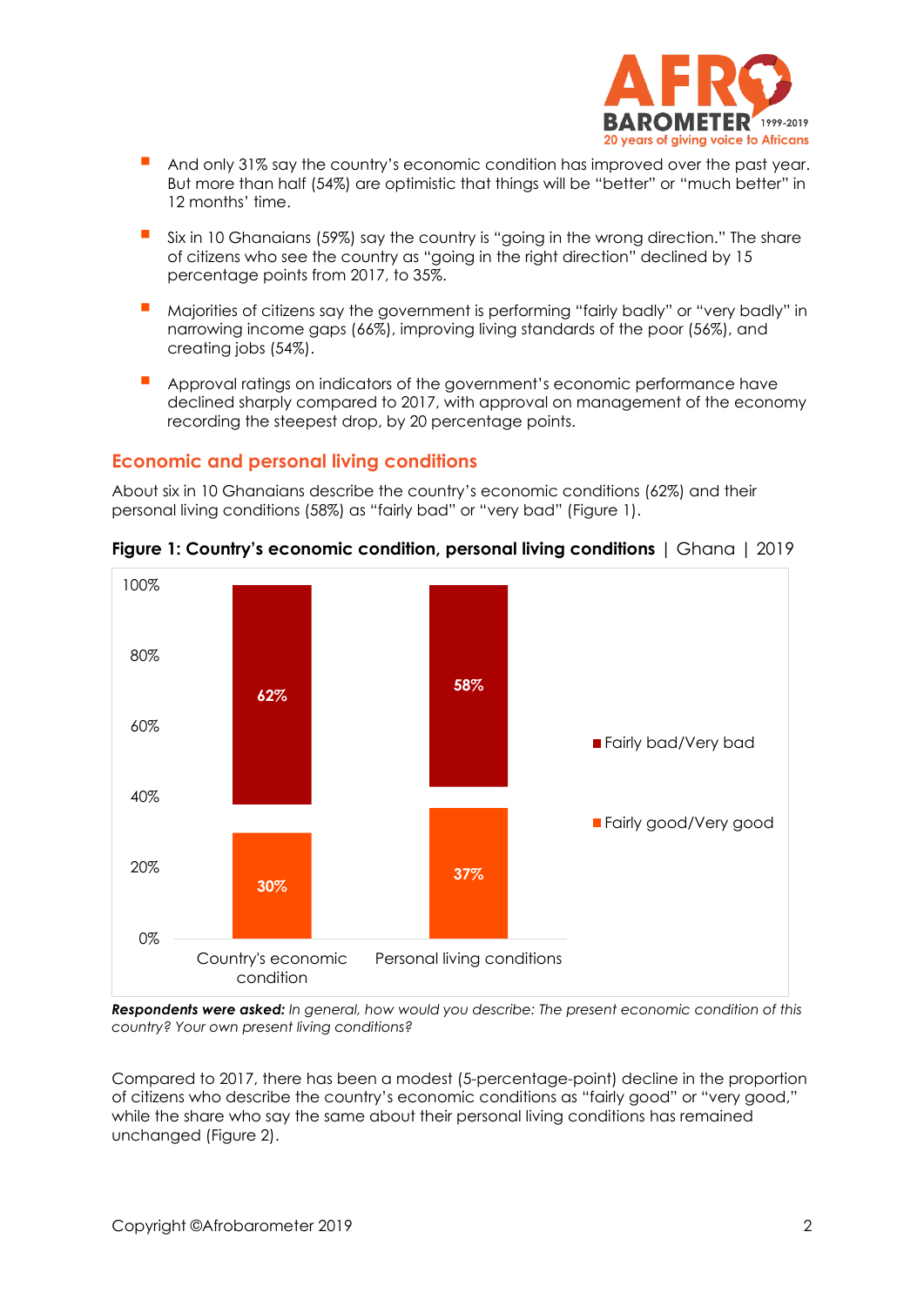- And only 31% say the country's economic condition has improved over the past year. But more than half (54%) are optimistic that things will be "better" or "much better" in 12 months' time.
- Six in 10 Ghanaians (59%) say the country is "going in the wrong direction." The share of citizens who see the country as "going in the right direction" declined by 15 percentage points from 2017, to 35%.
- Majorities of citizens say the government is performing "fairly badly" or "very badly" in narrowing income gaps (66%), improving living standards of the poor (56%), and creating jobs (54%).
- Approval ratings on indicators of the government's economic performance have declined sharply compared to 2017, with approval on management of the economy recording the steepest drop, by 20 percentage points.

## Economic and personal living conditions

About six in 10 Ghanaians describe the country's economic conditions (62%) and their personal living conditions (58%) as "fairly bad" or "very bad" (Figure 1).

**Figure 1: Country's economic condition, personal living conditions** | Ghana | 2019

| | Country's economic condition | Personal living conditions |
|---|---|---|
| Fairly bad/Very bad | 62% | 58% |
| Fairly good/Very good | 30% | 37% |

***Respondents were asked:*** *In general, how would you describe: The present economic condition of this country? Your own present living conditions?*

Compared to 2017, there has been a modest (5-percentage-point) decline in the proportion of citizens who describe the country's economic conditions as "fairly good" or "very good," while the share who say the same about their personal living conditions has remained unchanged (Figure 2).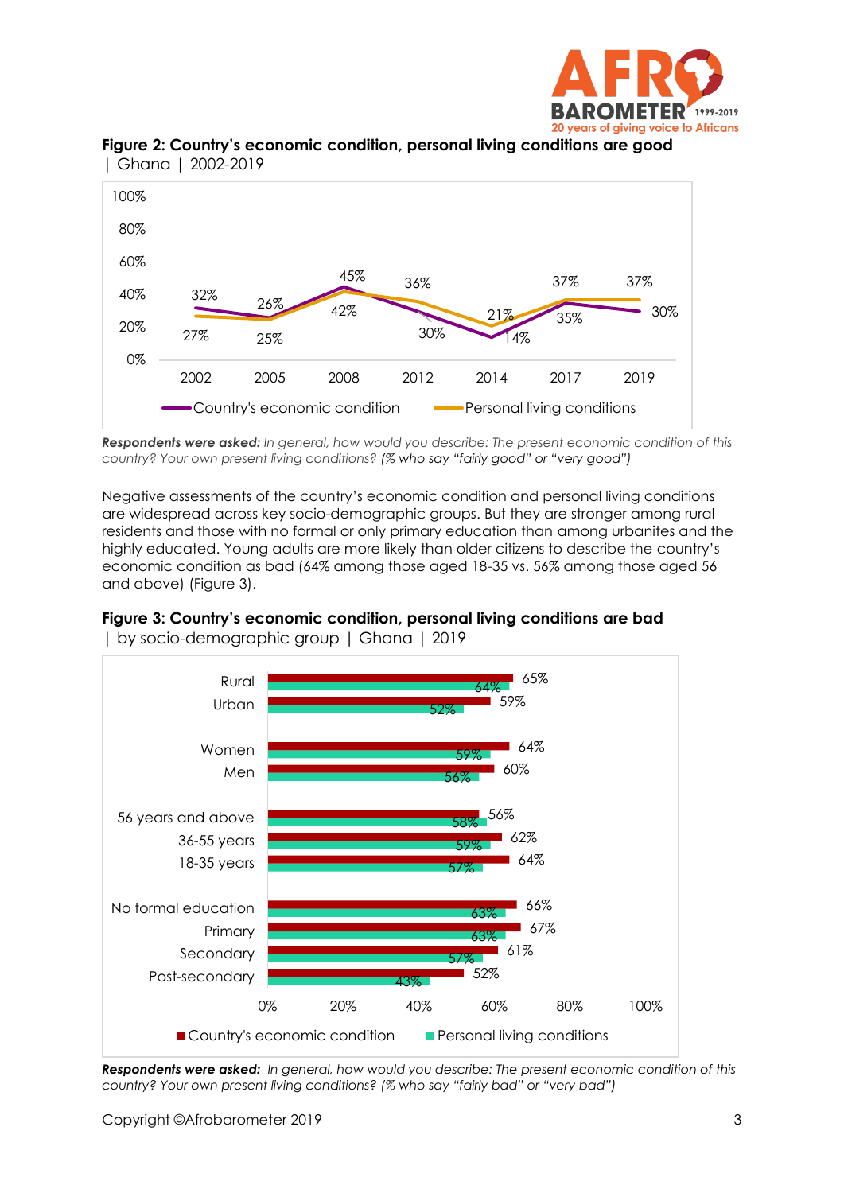**Figure 2: Country's economic condition, personal living conditions are good** | Ghana | 2002-2019

| Year | Country's economic condition | Personal living conditions |
|---|---|---|
| 2002 | 32% | 27% |
| 2005 | 26% | 25% |
| 2008 | 45% | 42% |
| 2012 | 30% | 36% |
| 2014 | 14% | 21% |
| 2017 | 35% | 37% |
| 2019 | 30% | 37% |

***Respondents were asked:*** *In general, how would you describe: The present economic condition of this country? Your own present living conditions? (% who say "fairly good" or "very good")*

Negative assessments of the country's economic condition and personal living conditions are widespread across key socio-demographic groups. But they are stronger among rural residents and those with no formal or only primary education than among urbanites and the highly educated. Young adults are more likely than older citizens to describe the country's economic condition as bad (64% among those aged 18-35 vs. 56% among those aged 56 and above) (Figure 3).

**Figure 3: Country's economic condition, personal living conditions are bad** | by socio-demographic group | Ghana | 2019

| Group | Country's economic condition | Personal living conditions |
|---|---|---|
| Rural | 65% | 64% |
| Urban | 59% | 52% |
| Women | 64% | 59% |
| Men | 60% | 56% |
| 56 years and above | 56% | 58% |
| 36-55 years | 62% | 59% |
| 18-35 years | 64% | 57% |
| No formal education | 66% | 63% |
| Primary | 67% | 63% |
| Secondary | 61% | 57% |
| Post-secondary | 52% | 43% |

***Respondents were asked:*** *In general, how would you describe: The present economic condition of this country? Your own present living conditions? (% who say "fairly bad" or "very bad")*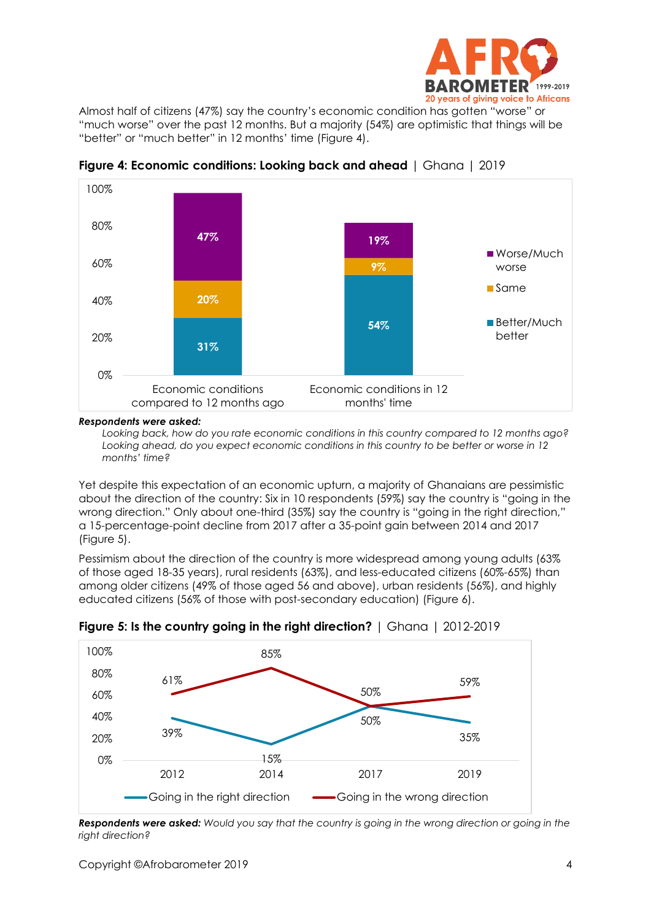Almost half of citizens (47%) say the country's economic condition has gotten "worse" or "much worse" over the past 12 months. But a majority (54%) are optimistic that things will be "better" or "much better" in 12 months' time (Figure 4).

**Figure 4: Economic conditions: Looking back and ahead** | Ghana | 2019

| | Economic conditions compared to 12 months ago | Economic conditions in 12 months' time |
|---|---|---|
| Worse/Much worse | 47% | 19% |
| Same | 20% | 9% |
| Better/Much better | 31% | 54% |

***Respondents were asked:***

*Looking back, how do you rate economic conditions in this country compared to 12 months ago?*
*Looking ahead, do you expect economic conditions in this country to be better or worse in 12 months' time?*

Yet despite this expectation of an economic upturn, a majority of Ghanaians are pessimistic about the direction of the country: Six in 10 respondents (59%) say the country is "going in the wrong direction." Only about one-third (35%) say the country is "going in the right direction," a 15-percentage-point decline from 2017 after a 35-point gain between 2014 and 2017 (Figure 5).

Pessimism about the direction of the country is more widespread among young adults (63% of those aged 18-35 years), rural residents (63%), and less-educated citizens (60%-65%) than among older citizens (49% of those aged 56 and above), urban residents (56%), and highly educated citizens (56% of those with post-secondary education) (Figure 6).

**Figure 5: Is the country going in the right direction?** | Ghana | 2012-2019

| | 2012 | 2014 | 2017 | 2019 |
|---|---|---|---|---|
| Going in the right direction | 39% | 15% | 50% | 35% |
| Going in the wrong direction | 61% | 85% | 50% | 59% |

***Respondents were asked:*** *Would you say that the country is going in the wrong direction or going in the right direction?*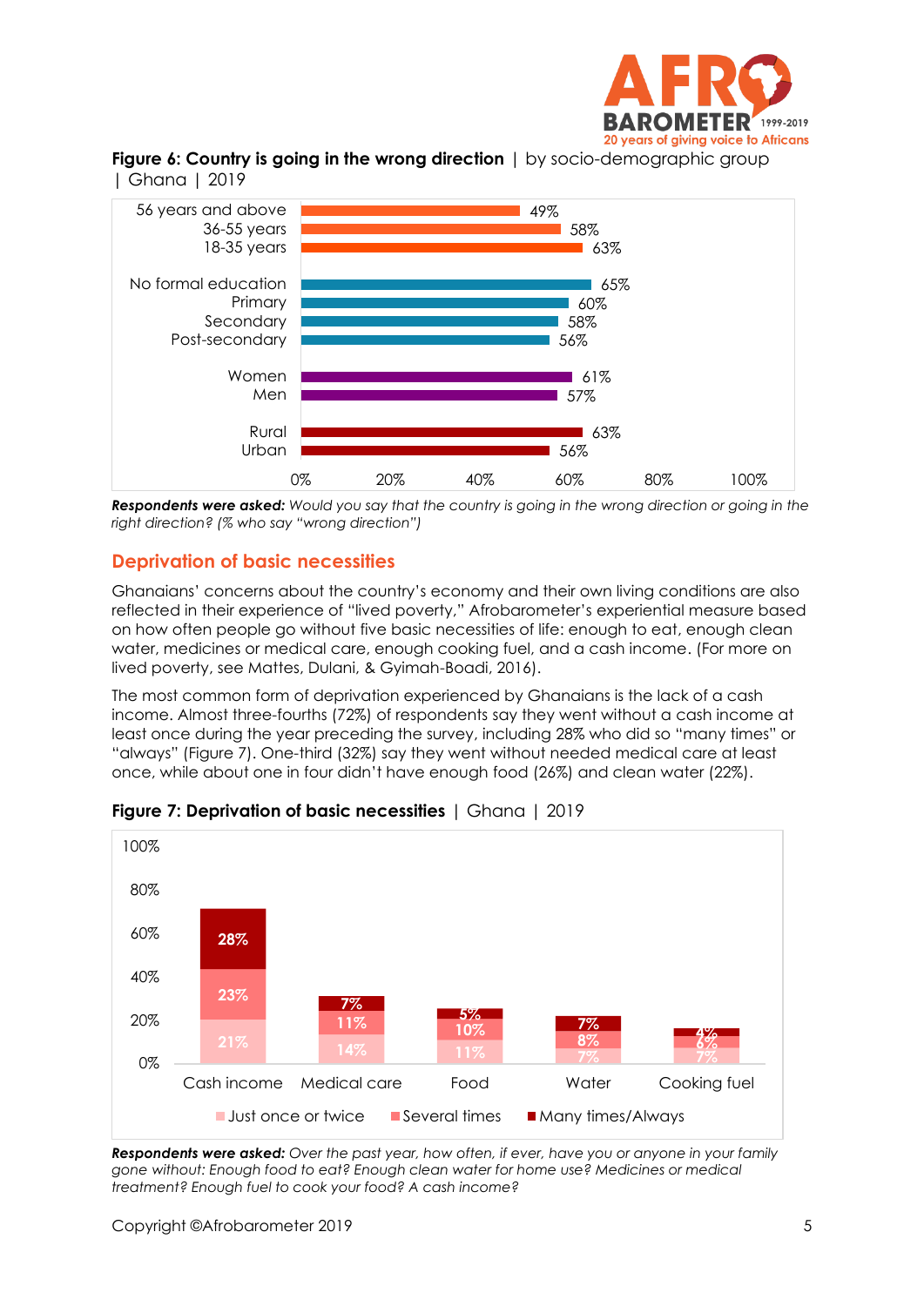**Figure 6: Country is going in the wrong direction** | by socio-demographic group | Ghana | 2019

| Group | Wrong direction |
|---|---|
| 56 years and above | 49% |
| 36-55 years | 58% |
| 18-35 years | 63% |
| No formal education | 65% |
| Primary | 60% |
| Secondary | 58% |
| Post-secondary | 56% |
| Women | 61% |
| Men | 57% |
| Rural | 63% |
| Urban | 56% |

***Respondents were asked:*** *Would you say that the country is going in the wrong direction or going in the right direction? (% who say "wrong direction")*

## Deprivation of basic necessities

Ghanaians' concerns about the country's economy and their own living conditions are also reflected in their experience of "lived poverty," Afrobarometer's experiential measure based on how often people go without five basic necessities of life: enough to eat, enough clean water, medicines or medical care, enough cooking fuel, and a cash income. (For more on lived poverty, see Mattes, Dulani, & Gyimah-Boadi, 2016).

The most common form of deprivation experienced by Ghanaians is the lack of a cash income. Almost three-fourths (72%) of respondents say they went without a cash income at least once during the year preceding the survey, including 28% who did so "many times" or "always" (Figure 7). One-third (32%) say they went without needed medical care at least once, while about one in four didn't have enough food (26%) and clean water (22%).

**Figure 7: Deprivation of basic necessities** | Ghana | 2019

| | Just once or twice | Several times | Many times/Always |
|---|---|---|---|
| Cash income | 21% | 23% | 28% |
| Medical care | 14% | 11% | 7% |
| Food | 11% | 10% | 5% |
| Water | 7% | 8% | 7% |
| Cooking fuel | 7% | 6% | 4% |

***Respondents were asked:*** *Over the past year, how often, if ever, have you or anyone in your family gone without: Enough food to eat? Enough clean water for home use? Medicines or medical treatment? Enough fuel to cook your food? A cash income?*

Copyright ©Afrobarometer 2019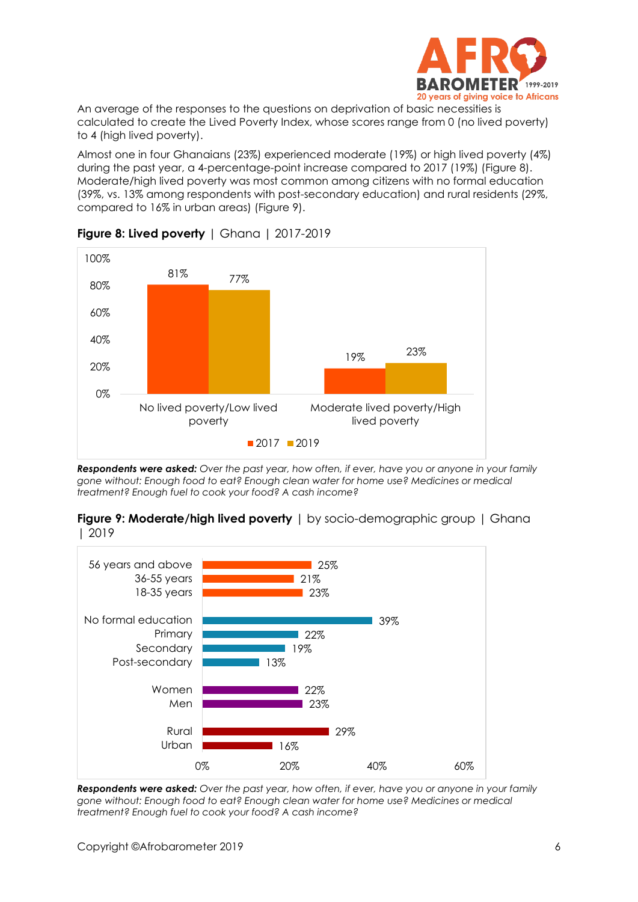An average of the responses to the questions on deprivation of basic necessities is calculated to create the Lived Poverty Index, whose scores range from 0 (no lived poverty) to 4 (high lived poverty).

Almost one in four Ghanaians (23%) experienced moderate (19%) or high lived poverty (4%) during the past year, a 4-percentage-point increase compared to 2017 (19%) (Figure 8). Moderate/high lived poverty was most common among citizens with no formal education (39%, vs. 13% among respondents with post-secondary education) and rural residents (29%, compared to 16% in urban areas) (Figure 9).

**Figure 8: Lived poverty** | Ghana | 2017-2019

| | 2017 | 2019 |
|---|---|---|
| No lived poverty/Low lived poverty | 81% | 77% |
| Moderate lived poverty/High lived poverty | 19% | 23% |

***Respondents were asked:*** *Over the past year, how often, if ever, have you or anyone in your family gone without: Enough food to eat? Enough clean water for home use? Medicines or medical treatment? Enough fuel to cook your food? A cash income?*

**Figure 9: Moderate/high lived poverty** | by socio-demographic group | Ghana | 2019

| Group | % |
|---|---|
| 56 years and above | 25% |
| 36-55 years | 21% |
| 18-35 years | 23% |
| No formal education | 39% |
| Primary | 22% |
| Secondary | 19% |
| Post-secondary | 13% |
| Women | 22% |
| Men | 23% |
| Rural | 29% |
| Urban | 16% |

***Respondents were asked:*** *Over the past year, how often, if ever, have you or anyone in your family gone without: Enough food to eat? Enough clean water for home use? Medicines or medical treatment? Enough fuel to cook your food? A cash income?*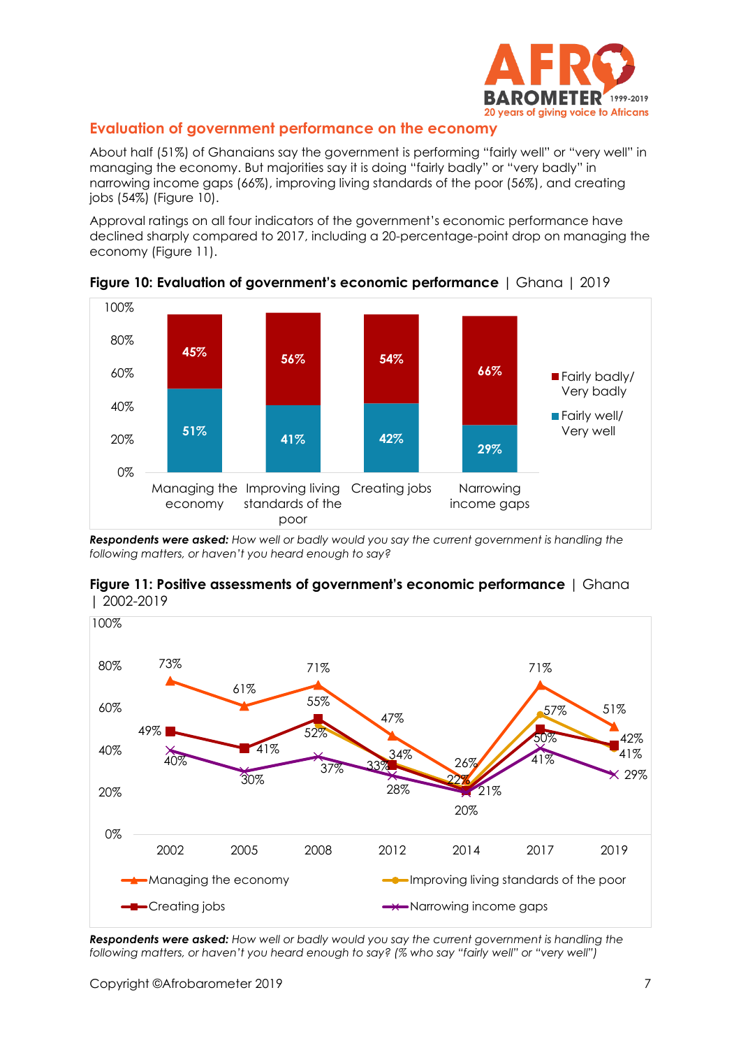## Evaluation of government performance on the economy

About half (51%) of Ghanaians say the government is performing "fairly well" or "very well" in managing the economy. But majorities say it is doing "fairly badly" or "very badly" in narrowing income gaps (66%), improving living standards of the poor (56%), and creating jobs (54%) (Figure 10).

Approval ratings on all four indicators of the government's economic performance have declined sharply compared to 2017, including a 20-percentage-point drop on managing the economy (Figure 11).

**Figure 10: Evaluation of government's economic performance** | Ghana | 2019

| | Managing the economy | Improving living standards of the poor | Creating jobs | Narrowing income gaps |
|---|---|---|---|---|
| Fairly badly/ Very badly | 45% | 56% | 54% | 66% |
| Fairly well/ Very well | 51% | 41% | 42% | 29% |

***Respondents were asked:*** *How well or badly would you say the current government is handling the following matters, or haven't you heard enough to say?*

**Figure 11: Positive assessments of government's economic performance** | Ghana | 2002-2019

| | 2002 | 2005 | 2008 | 2012 | 2014 | 2017 | 2019 |
|---|---|---|---|---|---|---|---|
| Managing the economy | 73% | 61% | 71% | 47% | 26% | 71% | 51% |
| Improving living standards of the poor | | | 52% | 33% | 22% | 57% | 41% |
| Creating jobs | 49% | 41% | 55% | 34% | 21% | 50% | 42% |
| Narrowing income gaps | 40% | 30% | 37% | 28% | 20% | 41% | 29% |

***Respondents were asked:*** *How well or badly would you say the current government is handling the following matters, or haven't you heard enough to say? (% who say "fairly well" or "very well")*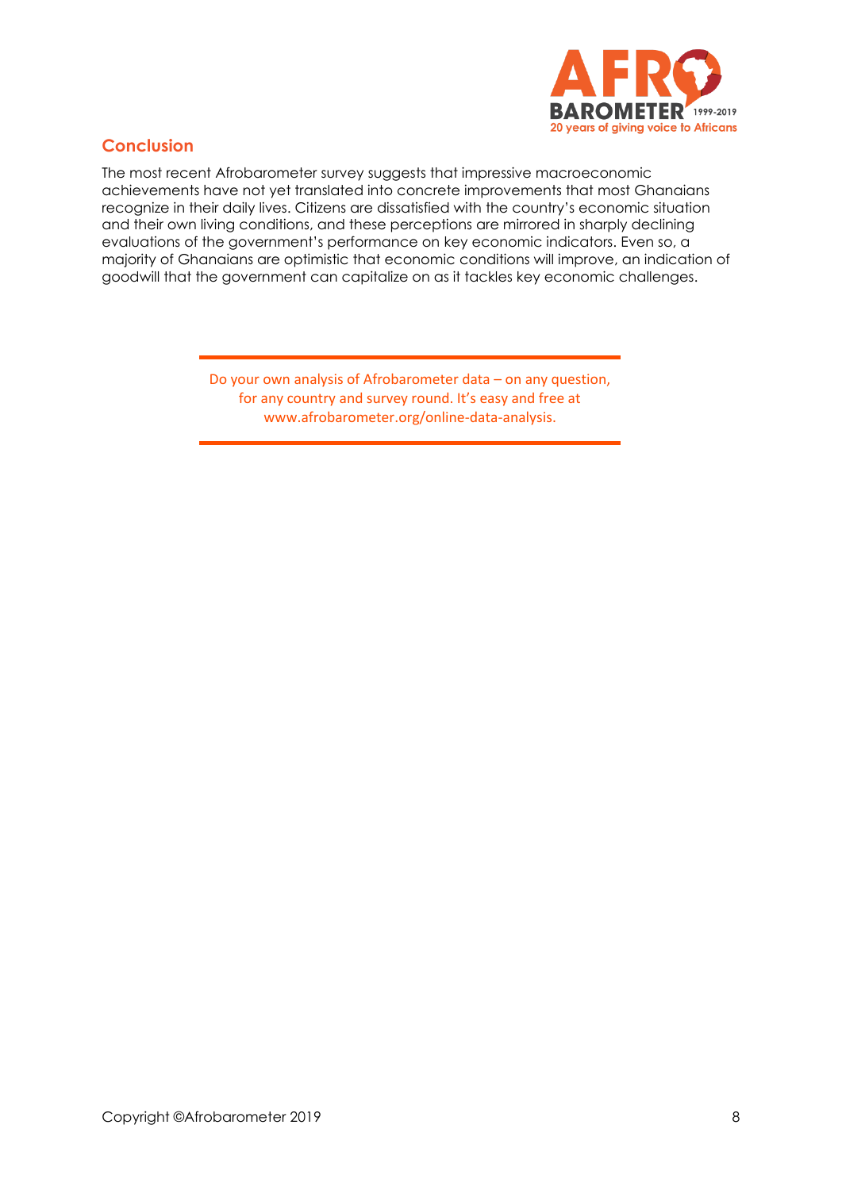## Conclusion

The most recent Afrobarometer survey suggests that impressive macroeconomic achievements have not yet translated into concrete improvements that most Ghanaians recognize in their daily lives. Citizens are dissatisfied with the country's economic situation and their own living conditions, and these perceptions are mirrored in sharply declining evaluations of the government's performance on key economic indicators. Even so, a majority of Ghanaians are optimistic that economic conditions will improve, an indication of goodwill that the government can capitalize on as it tackles key economic challenges.

---

Do your own analysis of Afrobarometer data – on any question, for any country and survey round. It's easy and free at www.afrobarometer.org/online-data-analysis.

---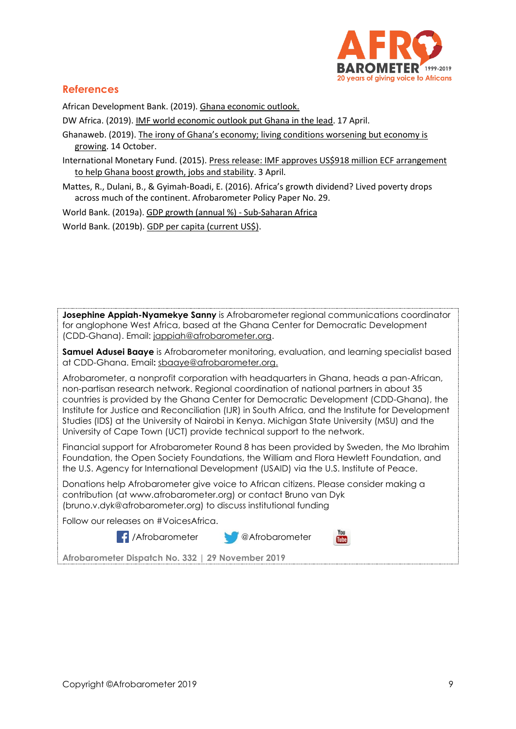## References

African Development Bank. (2019). Ghana economic outlook.

DW Africa. (2019). IMF world economic outlook put Ghana in the lead. 17 April.

Ghanaweb. (2019). The irony of Ghana's economy; living conditions worsening but economy is growing. 14 October.

International Monetary Fund. (2015). Press release: IMF approves US$918 million ECF arrangement to help Ghana boost growth, jobs and stability. 3 April.

Mattes, R., Dulani, B., & Gyimah-Boadi, E. (2016). Africa's growth dividend? Lived poverty drops across much of the continent. Afrobarometer Policy Paper No. 29.

World Bank. (2019a). GDP growth (annual %) - Sub-Saharan Africa

World Bank. (2019b). GDP per capita (current US$).

**Josephine Appiah-Nyamekye Sanny** is Afrobarometer regional communications coordinator for anglophone West Africa, based at the Ghana Center for Democratic Development (CDD-Ghana). Email: jappiah@afrobarometer.org.

**Samuel Adusei Baaye** is Afrobarometer monitoring, evaluation, and learning specialist based at CDD-Ghana. Email: sbaaye@afrobarometer.org.

Afrobarometer, a nonprofit corporation with headquarters in Ghana, heads a pan-African, non-partisan research network. Regional coordination of national partners in about 35 countries is provided by the Ghana Center for Democratic Development (CDD-Ghana), the Institute for Justice and Reconciliation (IJR) in South Africa, and the Institute for Development Studies (IDS) at the University of Nairobi in Kenya. Michigan State University (MSU) and the University of Cape Town (UCT) provide technical support to the network.

Financial support for Afrobarometer Round 8 has been provided by Sweden, the Mo Ibrahim Foundation, the Open Society Foundations, the William and Flora Hewlett Foundation, and the U.S. Agency for International Development (USAID) via the U.S. Institute of Peace.

Donations help Afrobarometer give voice to African citizens. Please consider making a contribution (at www.afrobarometer.org) or contact Bruno van Dyk (bruno.v.dyk@afrobarometer.org) to discuss institutional funding

Follow our releases on #VoicesAfrica.

/Afrobarometer @Afrobarometer

**Afrobarometer Dispatch No. 332 | 29 November 2019**

Copyright ©Afrobarometer 2019